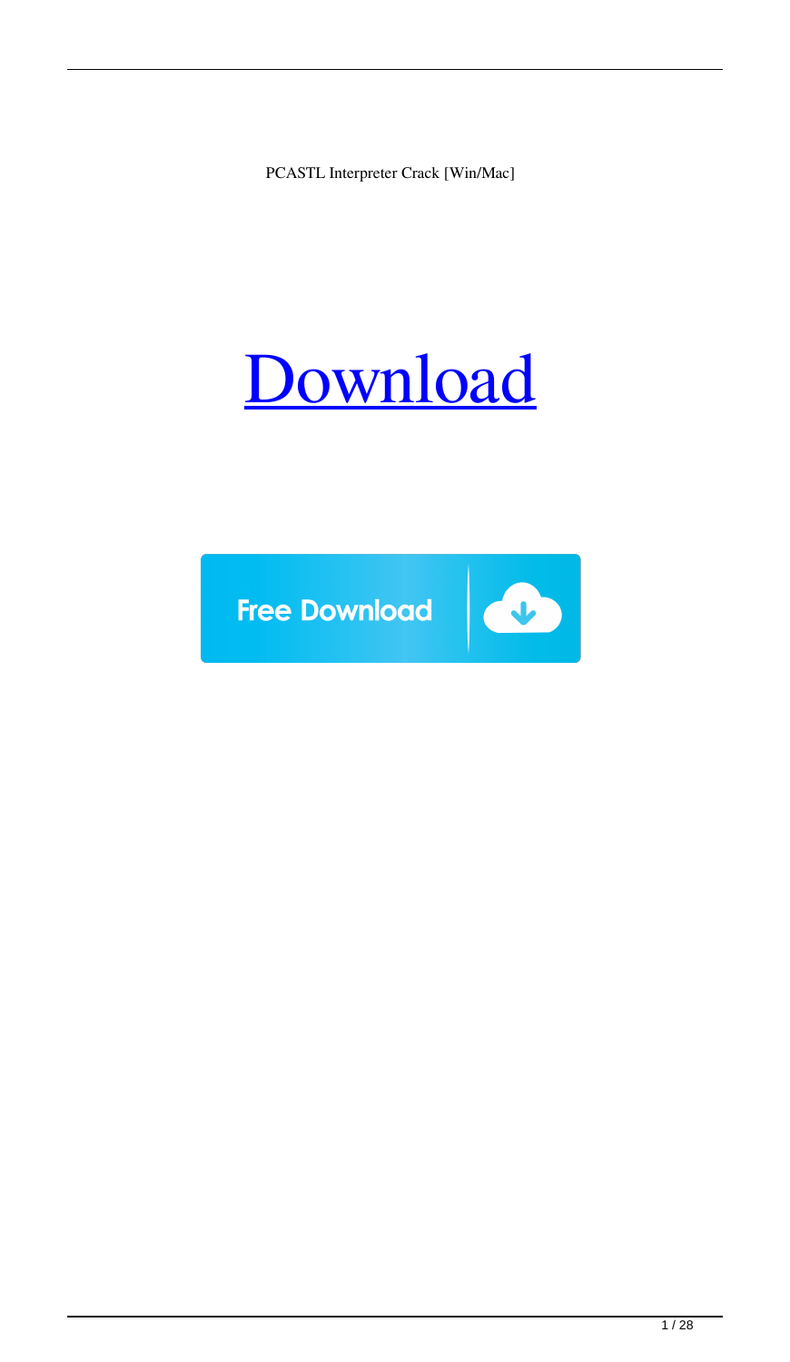PCASTL Interpreter Crack [Win/Mac]

# [Download](#)

Free Download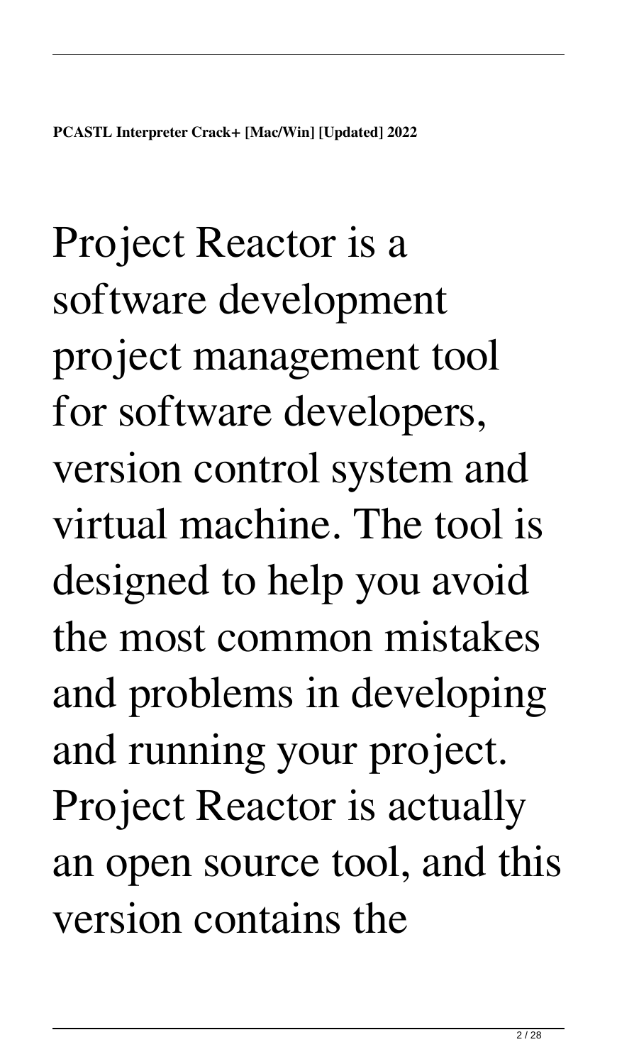**PCASTL Interpreter Crack+ [Mac/Win] [Updated] 2022**

Project Reactor is a software development project management tool for software developers, version control system and virtual machine. The tool is designed to help you avoid the most common mistakes and problems in developing and running your project. Project Reactor is actually an open source tool, and this version contains the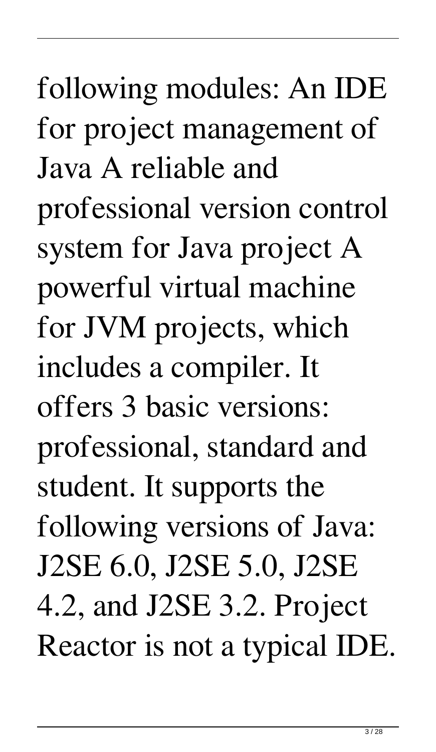following modules: An IDE for project management of Java A reliable and professional version control system for Java project A powerful virtual machine for JVM projects, which includes a compiler. It offers 3 basic versions: professional, standard and student. It supports the following versions of Java: J2SE 6.0, J2SE 5.0, J2SE 4.2, and J2SE 3.2. Project Reactor is not a typical IDE.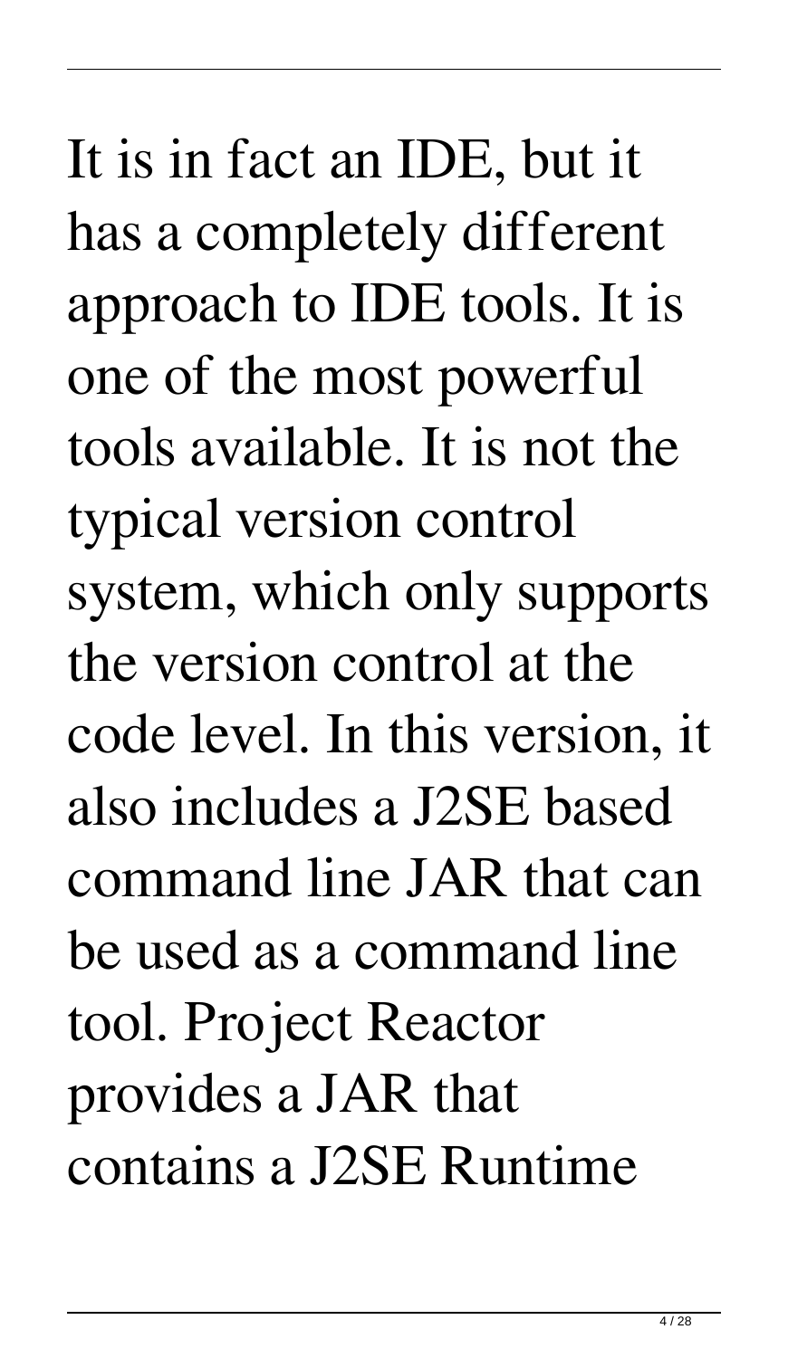It is in fact an IDE, but it has a completely different approach to IDE tools. It is one of the most powerful tools available. It is not the typical version control system, which only supports the version control at the code level. In this version, it also includes a J2SE based command line JAR that can be used as a command line tool. Project Reactor provides a JAR that contains a J2SE Runtime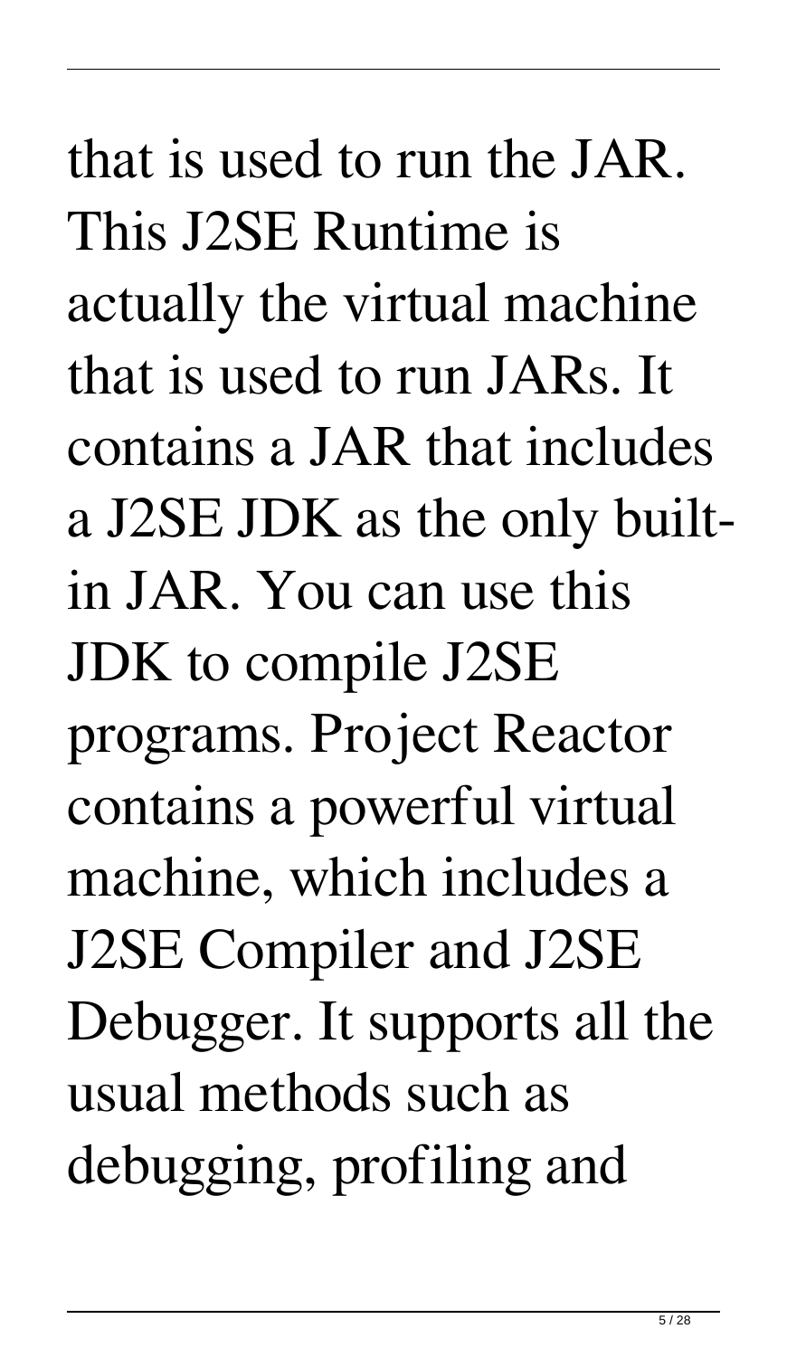that is used to run the JAR. This J2SE Runtime is actually the virtual machine that is used to run JARs. It contains a JAR that includes a J2SE JDK as the only built-in JAR. You can use this JDK to compile J2SE programs. Project Reactor contains a powerful virtual machine, which includes a J2SE Compiler and J2SE Debugger. It supports all the usual methods such as debugging, profiling and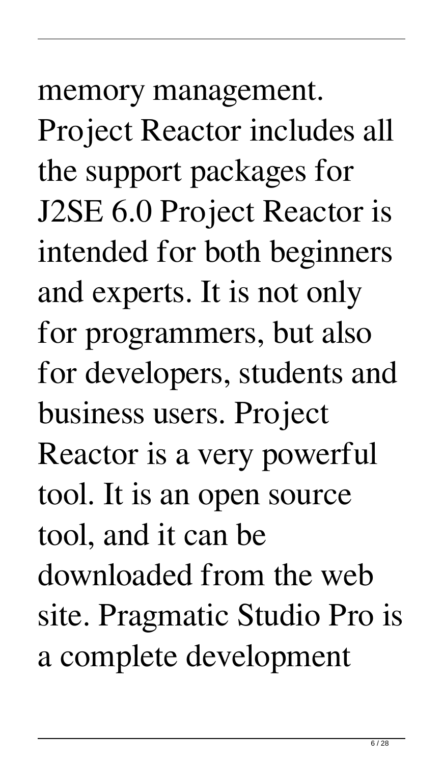memory management. Project Reactor includes all the support packages for J2SE 6.0 Project Reactor is intended for both beginners and experts. It is not only for programmers, but also for developers, students and business users. Project Reactor is a very powerful tool. It is an open source tool, and it can be downloaded from the web site. Pragmatic Studio Pro is a complete development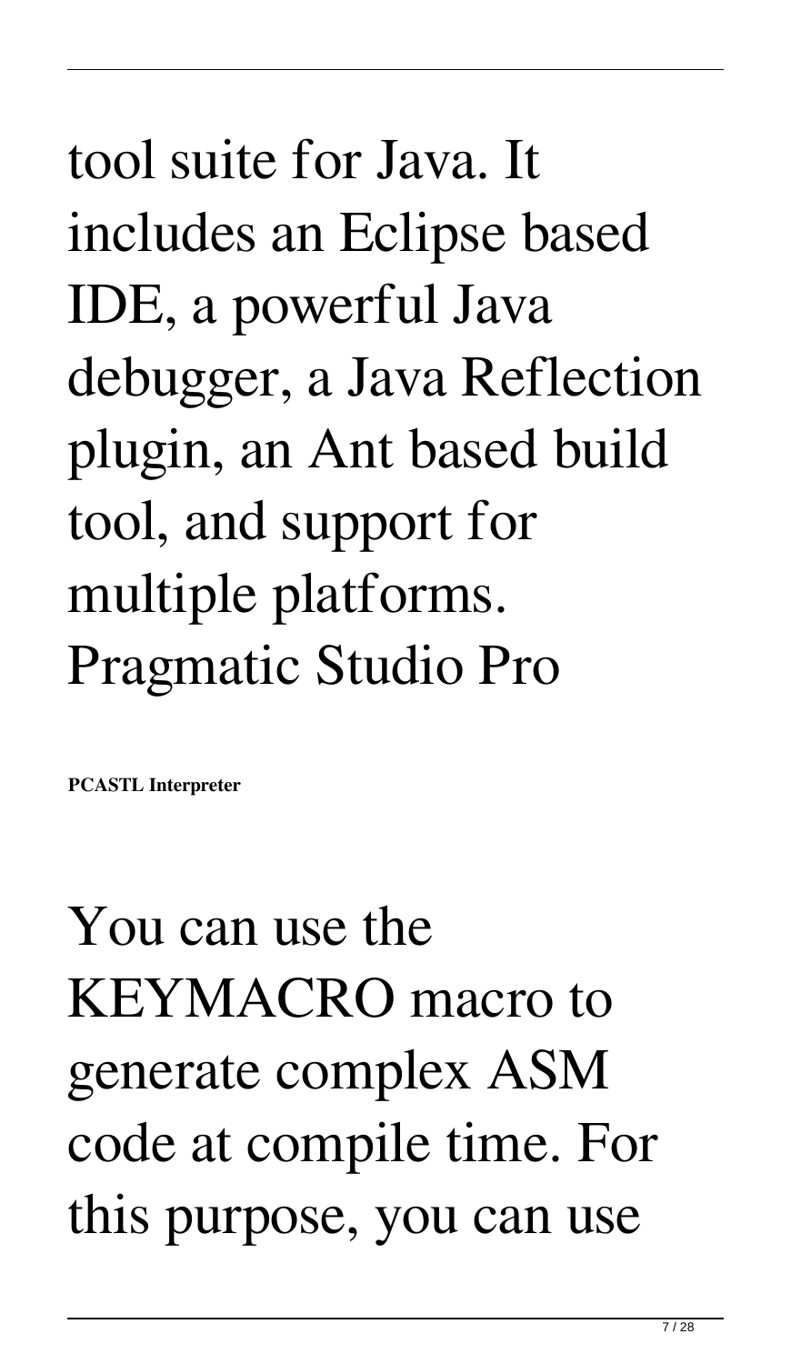tool suite for Java. It includes an Eclipse based IDE, a powerful Java debugger, a Java Reflection plugin, an Ant based build tool, and support for multiple platforms. Pragmatic Studio Pro

**PCASTL Interpreter**

You can use the KEYMACRO macro to generate complex ASM code at compile time. For this purpose, you can use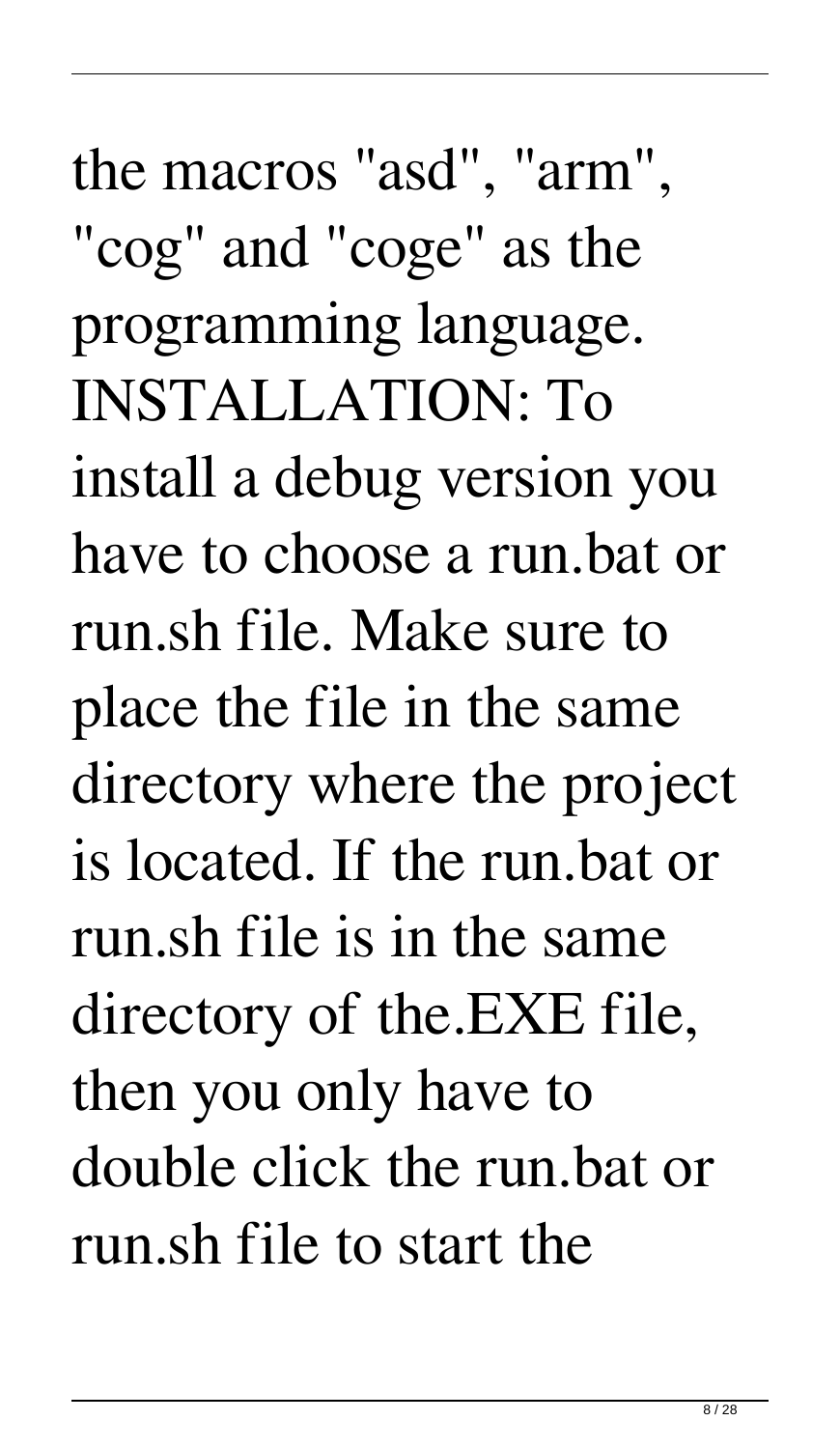the macros "asd", "arm", "cog" and "coge" as the programming language. INSTALLATION: To install a debug version you have to choose a run.bat or run.sh file. Make sure to place the file in the same directory where the project is located. If the run.bat or run.sh file is in the same directory of the.EXE file, then you only have to double click the run.bat or run.sh file to start the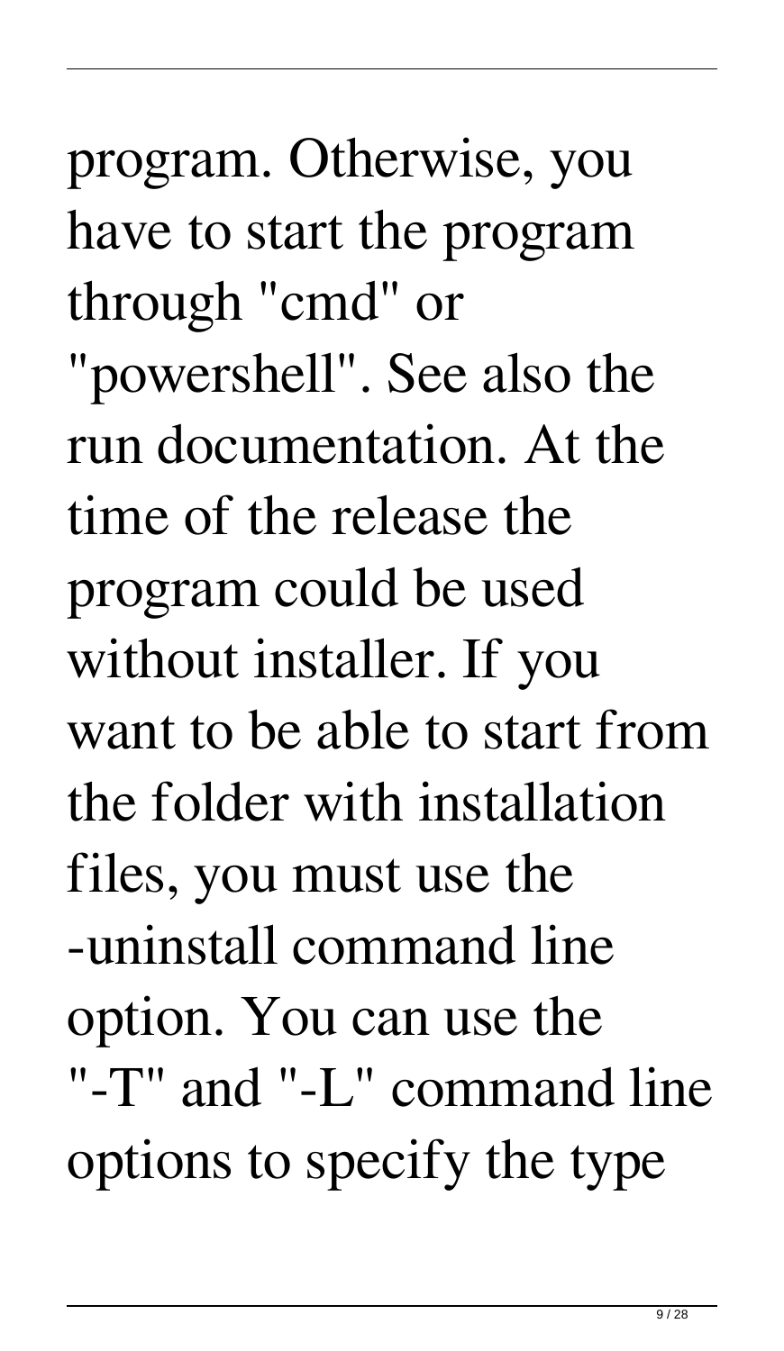program. Otherwise, you have to start the program through "cmd" or "powershell". See also the run documentation. At the time of the release the program could be used without installer. If you want to be able to start from the folder with installation files, you must use the -uninstall command line option. You can use the "-T" and "-L" command line options to specify the type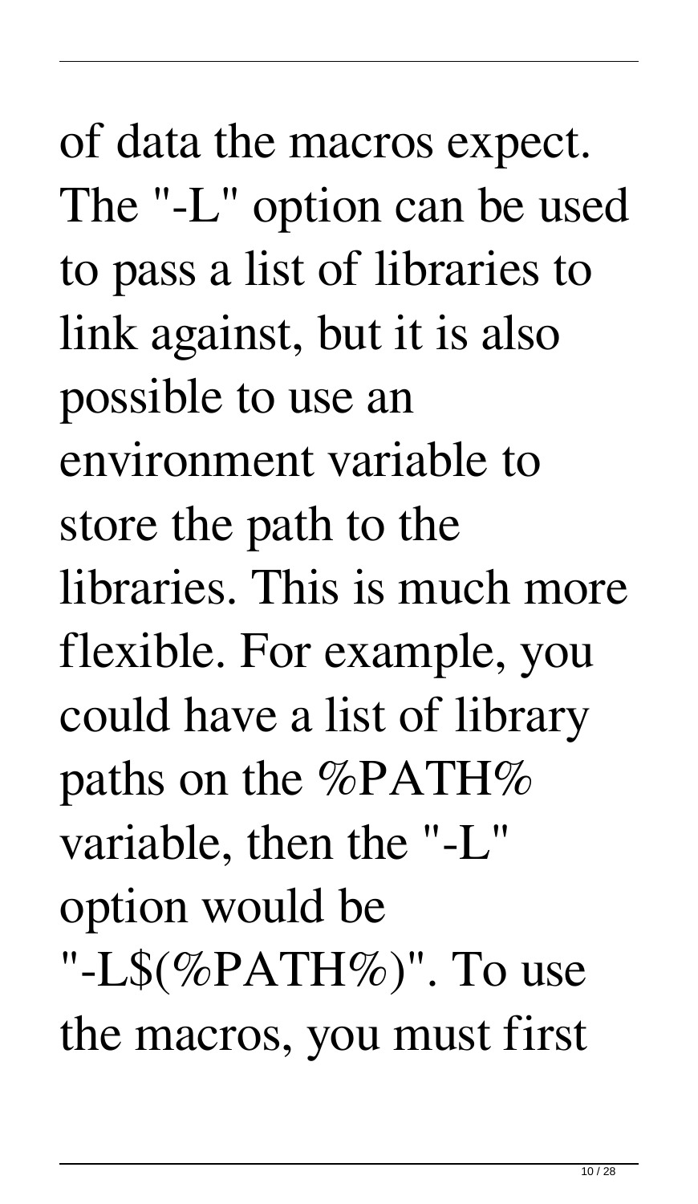of data the macros expect. The "-L" option can be used to pass a list of libraries to link against, but it is also possible to use an environment variable to store the path to the libraries. This is much more flexible. For example, you could have a list of library paths on the %PATH% variable, then the "-L" option would be "-L$(%PATH%)". To use the macros, you must first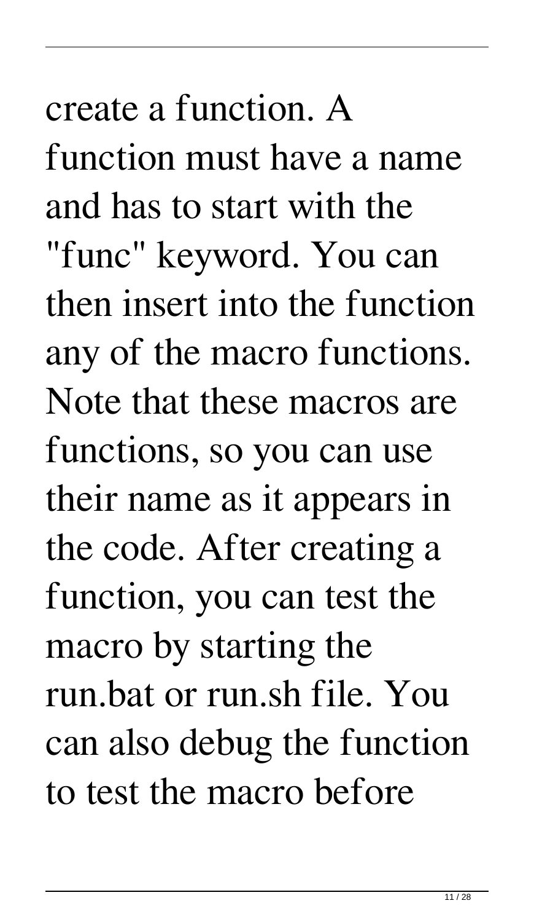create a function. A function must have a name and has to start with the "func" keyword. You can then insert into the function any of the macro functions. Note that these macros are functions, so you can use their name as it appears in the code. After creating a function, you can test the macro by starting the run.bat or run.sh file. You can also debug the function to test the macro before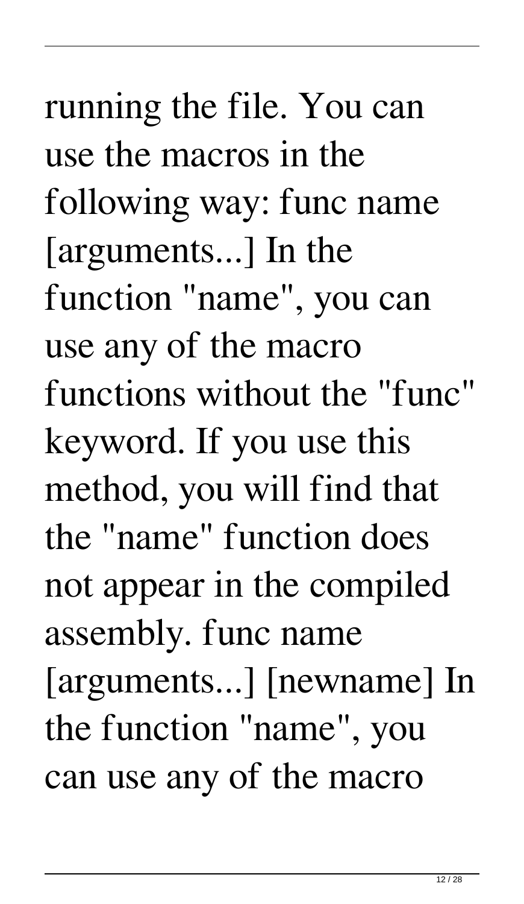running the file. You can use the macros in the following way: func name [arguments...] In the function "name", you can use any of the macro functions without the "func" keyword. If you use this method, you will find that the "name" function does not appear in the compiled assembly. func name [arguments...] [newname] In the function "name", you can use any of the macro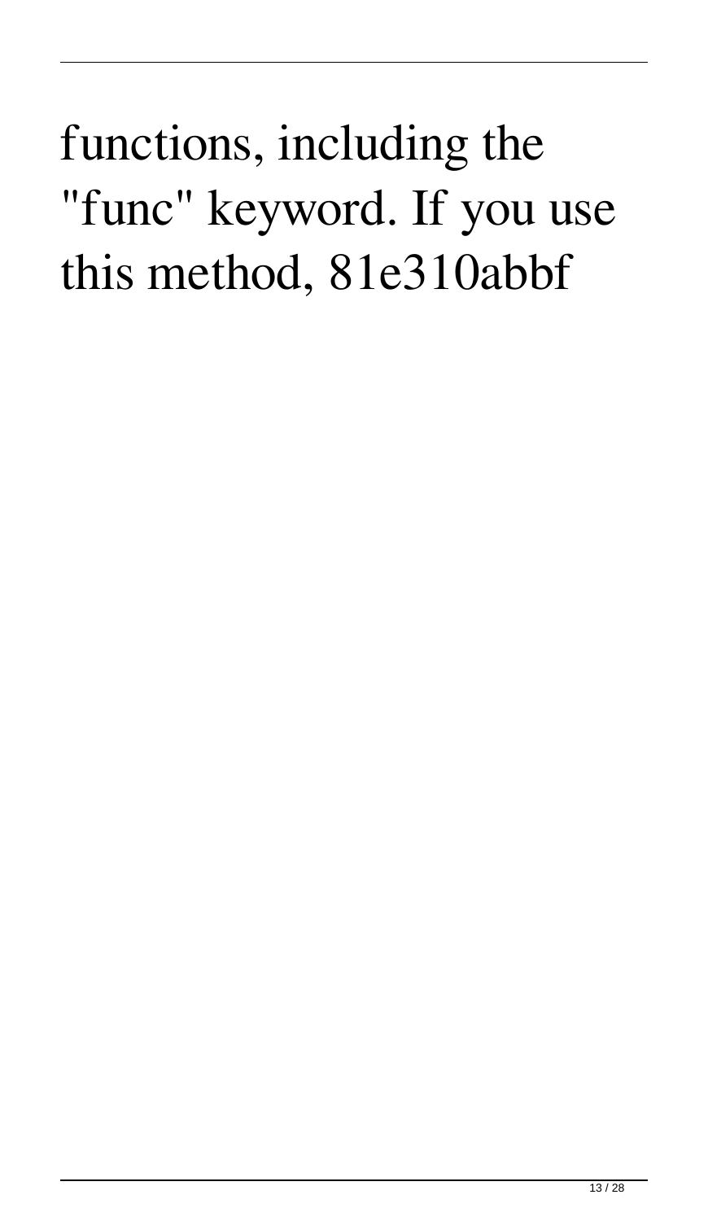functions, including the "func" keyword. If you use this method, 81e310abbf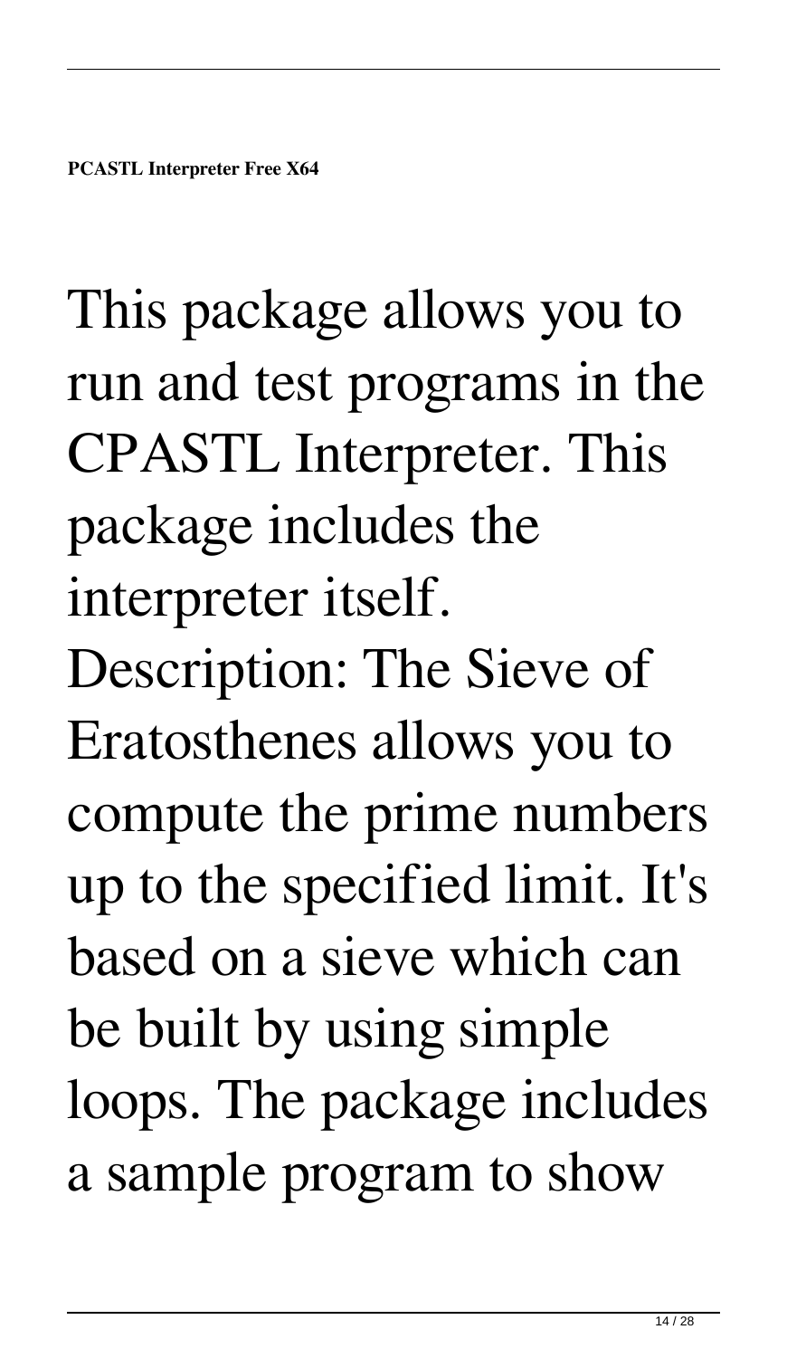**PCASTL Interpreter Free X64**

This package allows you to run and test programs in the CPASTL Interpreter. This package includes the interpreter itself. Description: The Sieve of Eratosthenes allows you to compute the prime numbers up to the specified limit. It's based on a sieve which can be built by using simple loops. The package includes a sample program to show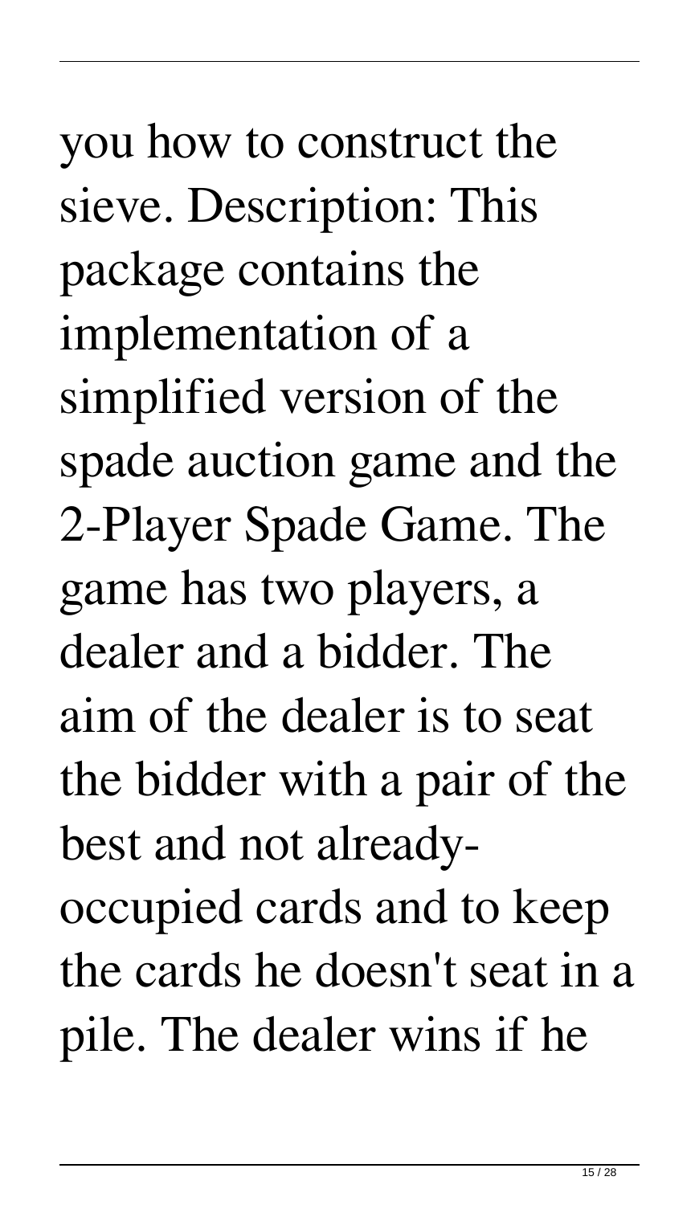you how to construct the sieve. Description: This package contains the implementation of a simplified version of the spade auction game and the 2-Player Spade Game. The game has two players, a dealer and a bidder. The aim of the dealer is to seat the bidder with a pair of the best and not already-occupied cards and to keep the cards he doesn't seat in a pile. The dealer wins if he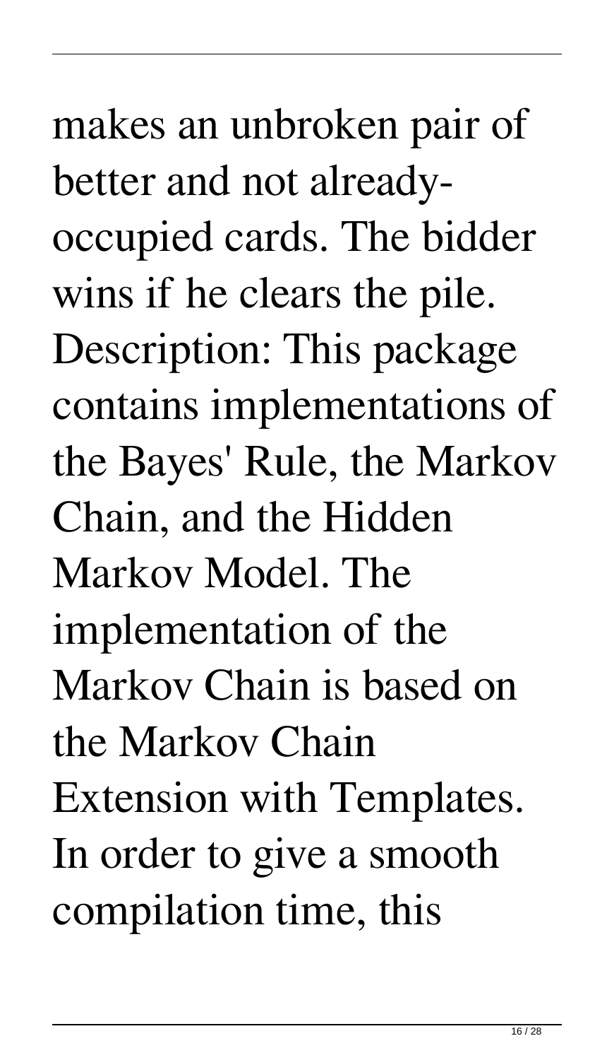makes an unbroken pair of better and not already-occupied cards. The bidder wins if he clears the pile. Description: This package contains implementations of the Bayes' Rule, the Markov Chain, and the Hidden Markov Model. The implementation of the Markov Chain is based on the Markov Chain Extension with Templates. In order to give a smooth compilation time, this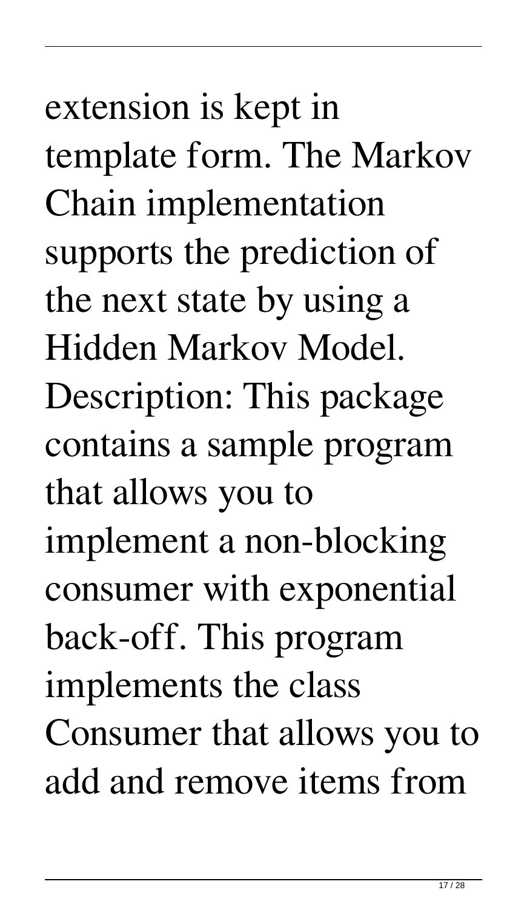extension is kept in template form. The Markov Chain implementation supports the prediction of the next state by using a Hidden Markov Model. Description: This package contains a sample program that allows you to implement a non-blocking consumer with exponential back-off. This program implements the class Consumer that allows you to add and remove items from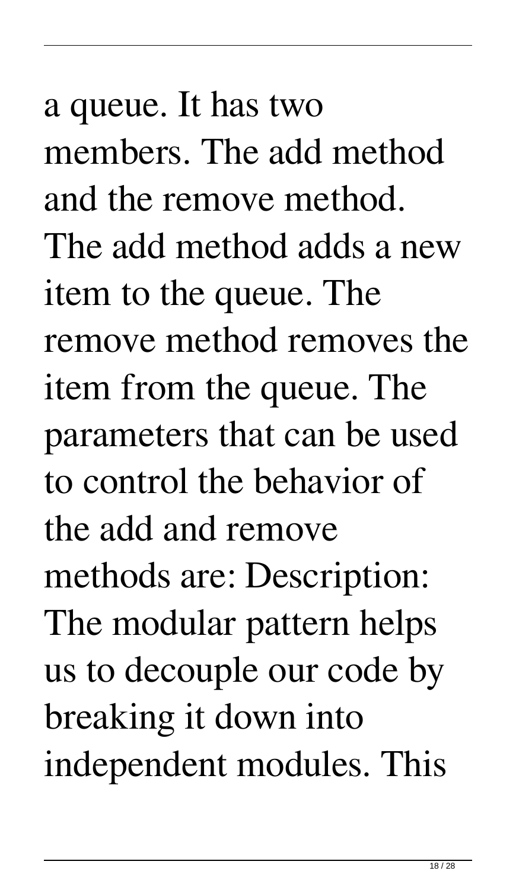a queue. It has two members. The add method and the remove method. The add method adds a new item to the queue. The remove method removes the item from the queue. The parameters that can be used to control the behavior of the add and remove methods are: Description: The modular pattern helps us to decouple our code by breaking it down into independent modules. This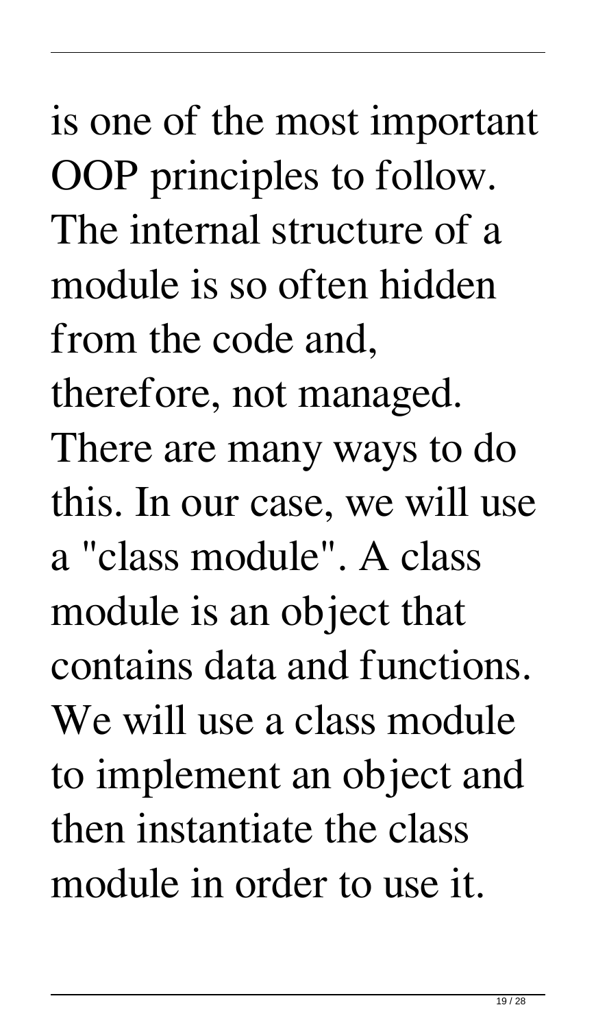is one of the most important OOP principles to follow. The internal structure of a module is so often hidden from the code and, therefore, not managed. There are many ways to do this. In our case, we will use a "class module". A class module is an object that contains data and functions. We will use a class module to implement an object and then instantiate the class module in order to use it.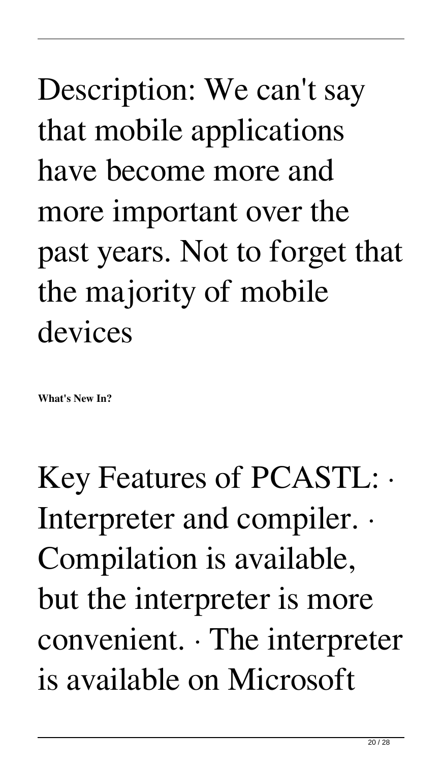Description: We can't say that mobile applications have become more and more important over the past years. Not to forget that the majority of mobile devices

**What's New In?**

Key Features of PCASTL: · Interpreter and compiler. · Compilation is available, but the interpreter is more convenient. · The interpreter is available on Microsoft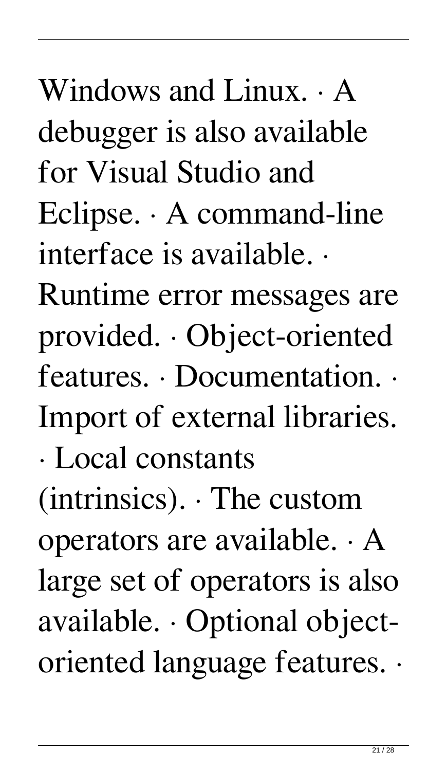Windows and Linux. · A debugger is also available for Visual Studio and Eclipse. · A command-line interface is available. · Runtime error messages are provided. · Object-oriented features. · Documentation. · Import of external libraries. · Local constants (intrinsics). · The custom operators are available. · A large set of operators is also available. · Optional object-oriented language features. ·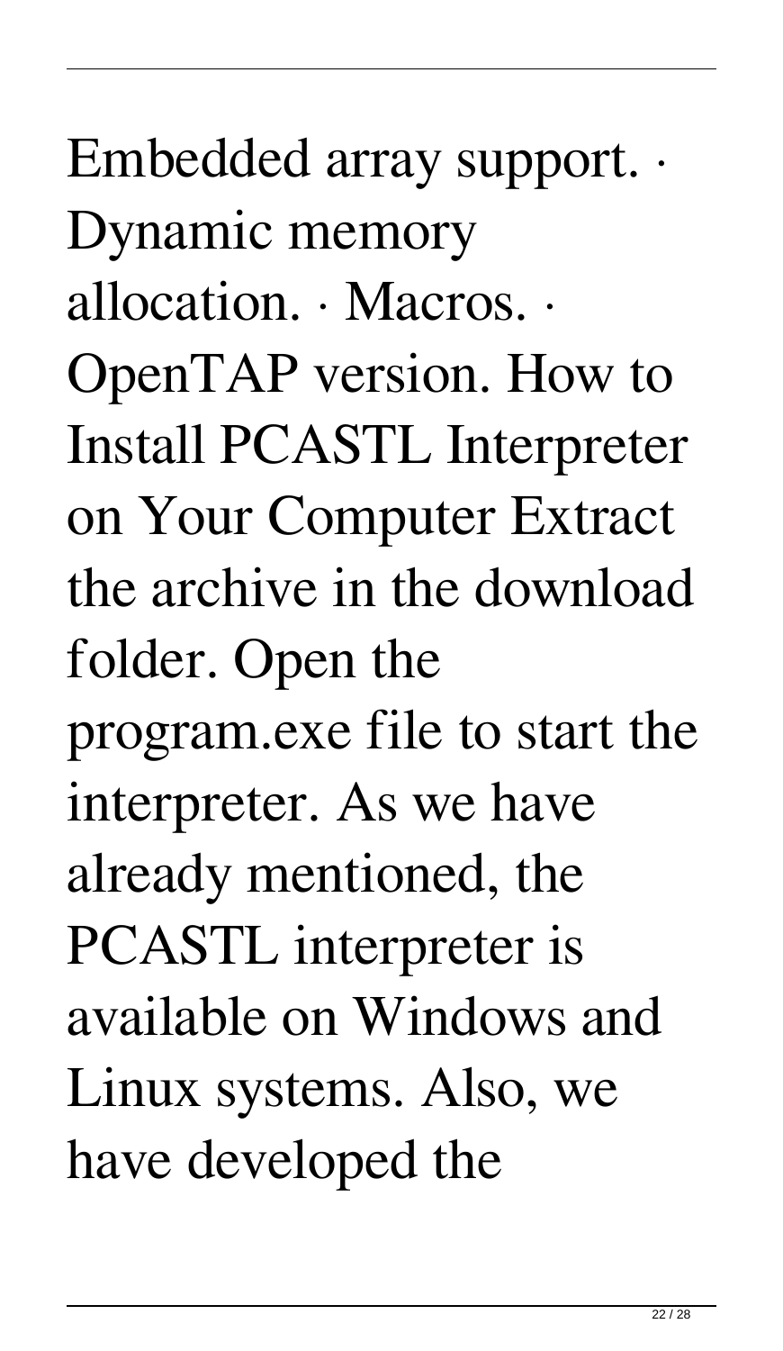Embedded array support. · Dynamic memory allocation. · Macros. · OpenTAP version. How to Install PCASTL Interpreter on Your Computer Extract the archive in the download folder. Open the program.exe file to start the interpreter. As we have already mentioned, the PCASTL interpreter is available on Windows and Linux systems. Also, we have developed the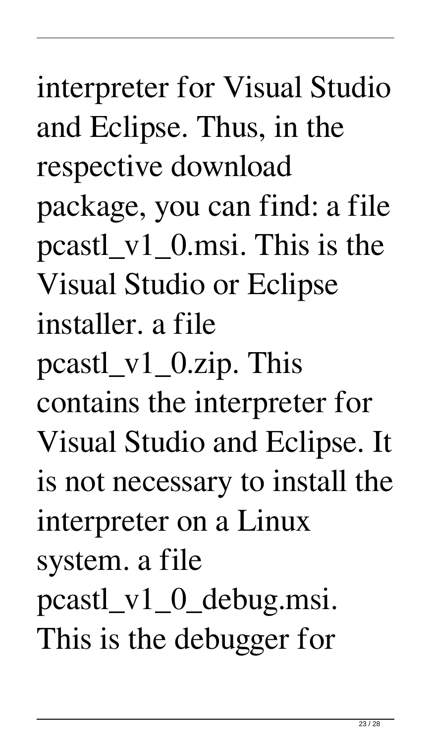interpreter for Visual Studio and Eclipse. Thus, in the respective download package, you can find: a file pcastl_v1_0.msi. This is the Visual Studio or Eclipse installer. a file pcastl_v1_0.zip. This contains the interpreter for Visual Studio and Eclipse. It is not necessary to install the interpreter on a Linux system. a file pcastl_v1_0_debug.msi. This is the debugger for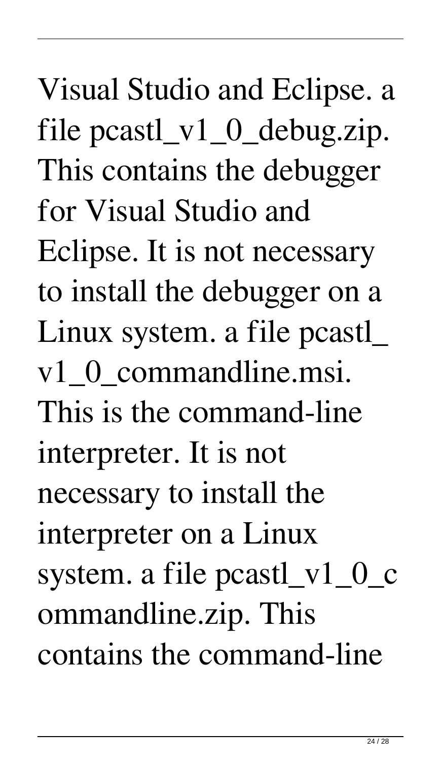Visual Studio and Eclipse. a file pcastl_v1_0_debug.zip. This contains the debugger for Visual Studio and Eclipse. It is not necessary to install the debugger on a Linux system. a file pcastl_v1_0_commandline.msi. This is the command-line interpreter. It is not necessary to install the interpreter on a Linux system. a file pcastl_v1_0_commandline.zip. This contains the command-line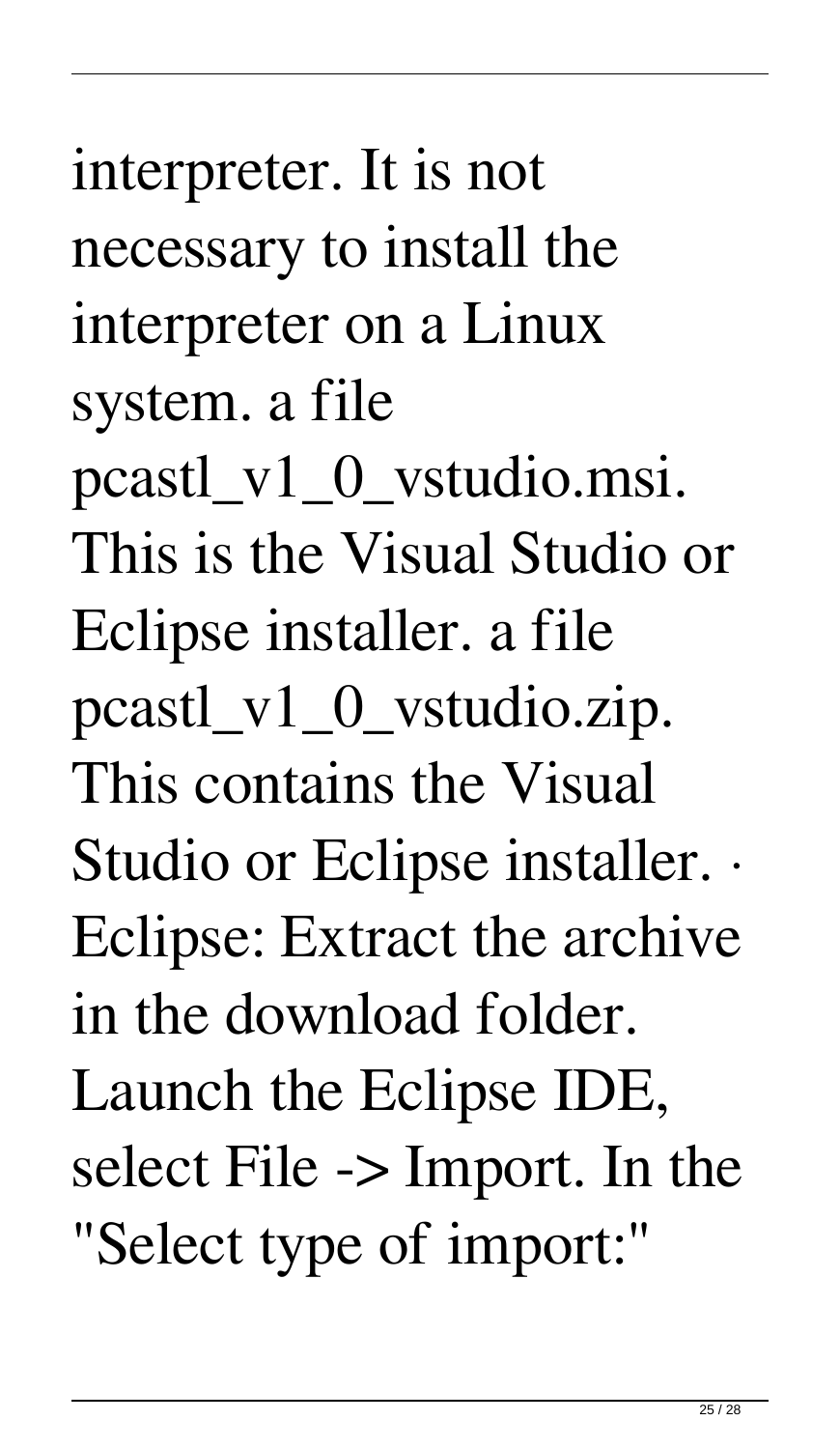interpreter. It is not necessary to install the interpreter on a Linux system. a file pcastl_v1_0_vstudio.msi. This is the Visual Studio or Eclipse installer. a file pcastl_v1_0_vstudio.zip. This contains the Visual Studio or Eclipse installer. · Eclipse: Extract the archive in the download folder. Launch the Eclipse IDE, select File -> Import. In the "Select type of import:"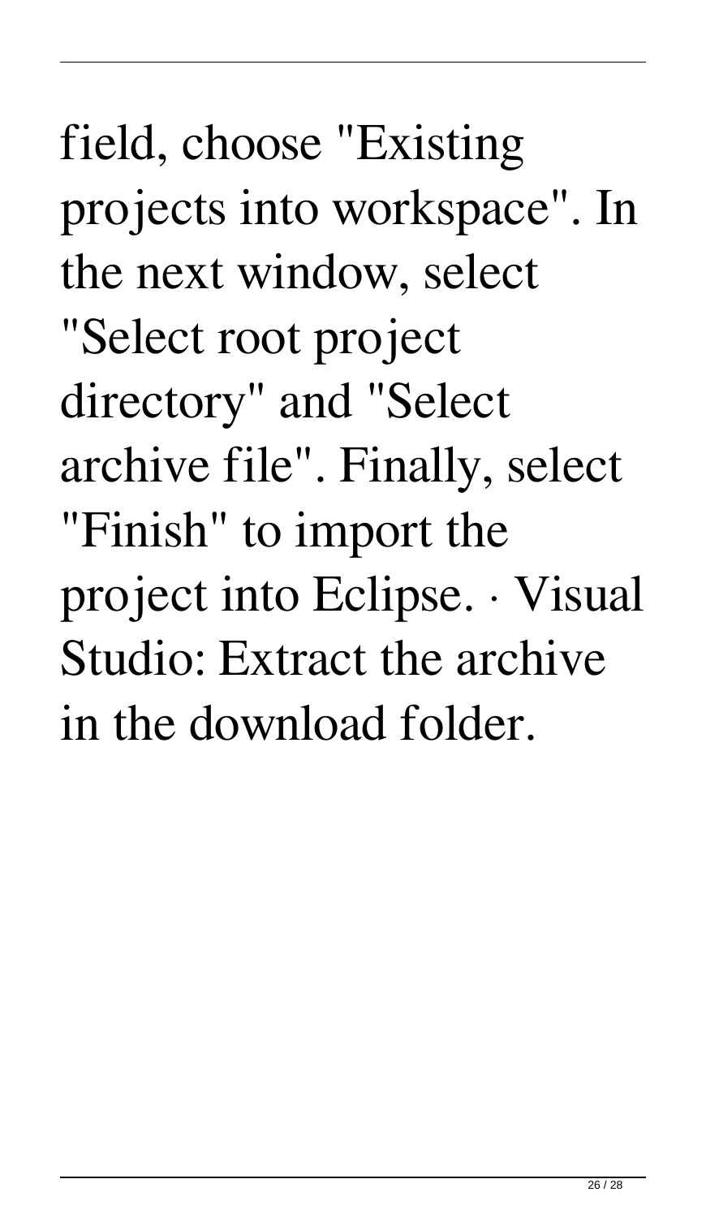field, choose "Existing projects into workspace". In the next window, select "Select root project directory" and "Select archive file". Finally, select "Finish" to import the project into Eclipse. · Visual Studio: Extract the archive in the download folder.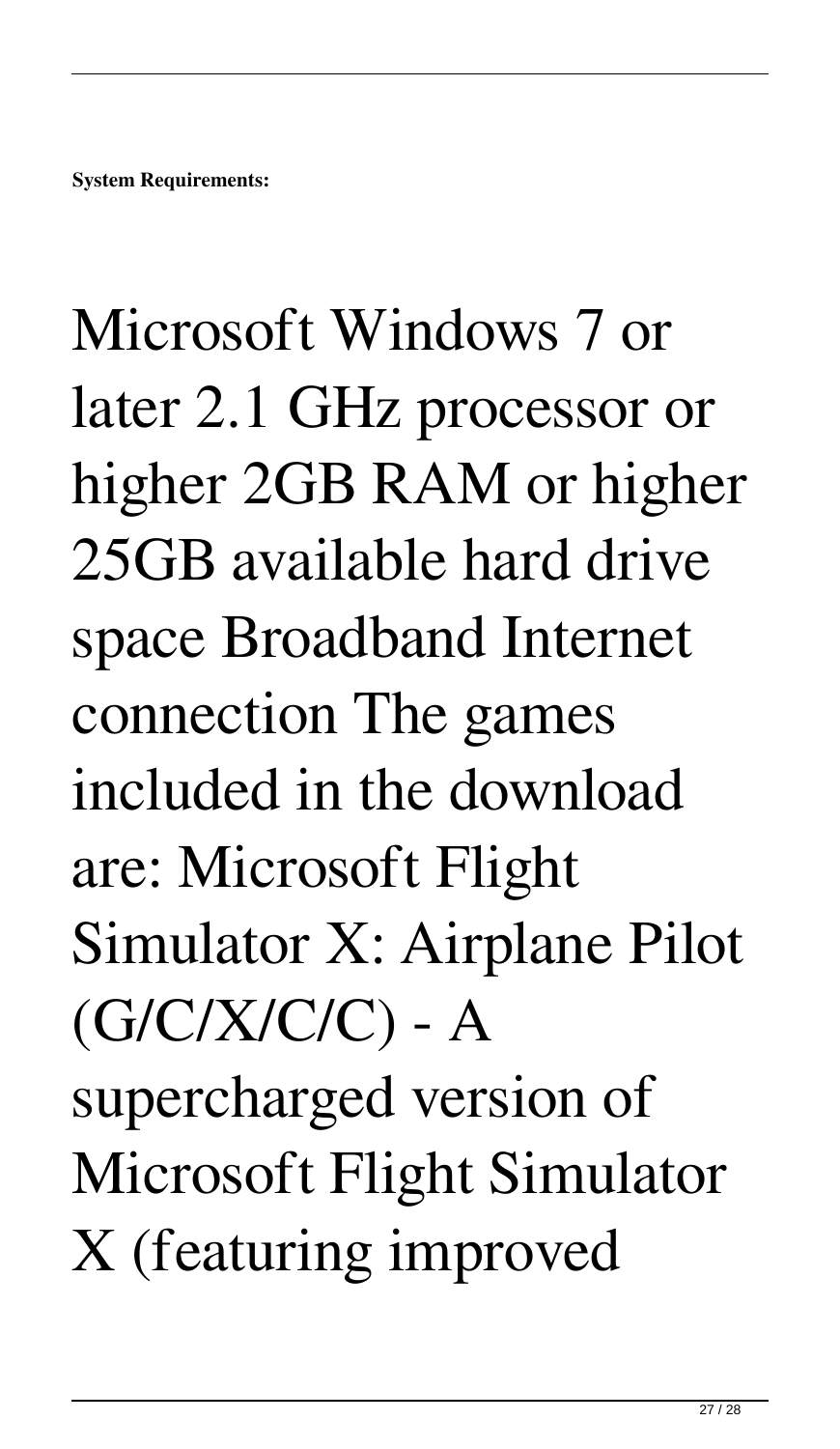**System Requirements:**

Microsoft Windows 7 or later 2.1 GHz processor or higher 2GB RAM or higher 25GB available hard drive space Broadband Internet connection The games included in the download are: Microsoft Flight Simulator X: Airplane Pilot (G/C/X/C/C) - A supercharged version of Microsoft Flight Simulator X (featuring improved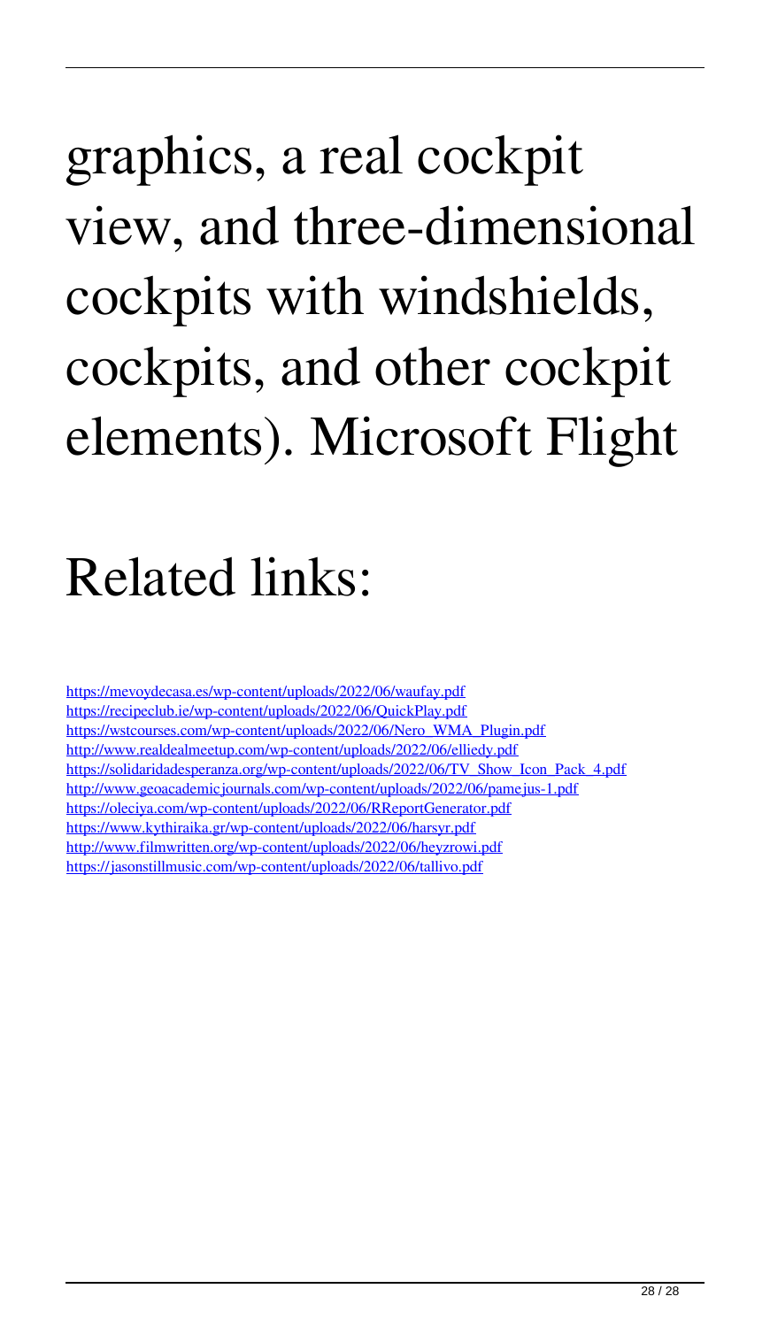graphics, a real cockpit view, and three-dimensional cockpits with windshields, cockpits, and other cockpit elements). Microsoft Flight

# Related links:

https://mevoydecasa.es/wp-content/uploads/2022/06/waufay.pdf
https://recipeclub.ie/wp-content/uploads/2022/06/QuickPlay.pdf
https://wstcourses.com/wp-content/uploads/2022/06/Nero_WMA_Plugin.pdf
http://www.realdealmeetup.com/wp-content/uploads/2022/06/elliedy.pdf
https://solidaridadesperanza.org/wp-content/uploads/2022/06/TV_Show_Icon_Pack_4.pdf
http://www.geoacademicjournals.com/wp-content/uploads/2022/06/pamejus-1.pdf
https://oleciya.com/wp-content/uploads/2022/06/RReportGenerator.pdf
https://www.kythiraika.gr/wp-content/uploads/2022/06/harsyr.pdf
http://www.filmwritten.org/wp-content/uploads/2022/06/heyzrowi.pdf
https://jasonstillmusic.com/wp-content/uploads/2022/06/tallivo.pdf